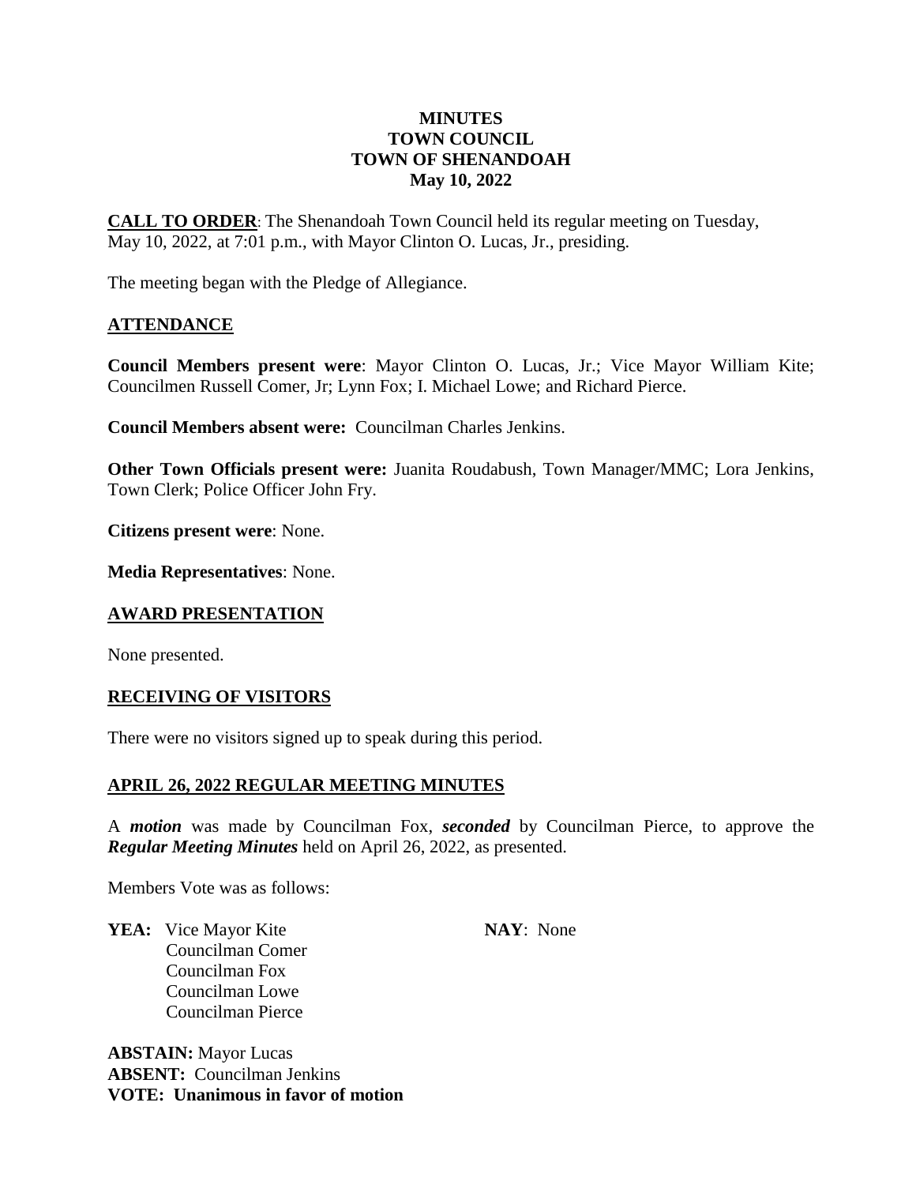**MINUTES**
**TOWN COUNCIL**
**TOWN OF SHENANDOAH**
**May 10, 2022**

**CALL TO ORDER**: The Shenandoah Town Council held its regular meeting on Tuesday, May 10, 2022, at 7:01 p.m., with Mayor Clinton O. Lucas, Jr., presiding.

The meeting began with the Pledge of Allegiance.

## ATTENDANCE

**Council Members present were**: Mayor Clinton O. Lucas, Jr.; Vice Mayor William Kite; Councilmen Russell Comer, Jr; Lynn Fox; I. Michael Lowe; and Richard Pierce.

**Council Members absent were:** Councilman Charles Jenkins.

**Other Town Officials present were:** Juanita Roudabush, Town Manager/MMC; Lora Jenkins, Town Clerk; Police Officer John Fry.

**Citizens present were**: None.

**Media Representatives**: None.

## AWARD PRESENTATION

None presented.

## RECEIVING OF VISITORS

There were no visitors signed up to speak during this period.

## APRIL 26, 2022 REGULAR MEETING MINUTES

A ***motion*** was made by Councilman Fox, ***seconded*** by Councilman Pierce, to approve the ***Regular Meeting Minutes*** held on April 26, 2022, as presented.

Members Vote was as follows:

**YEA:** Vice Mayor Kite
Councilman Comer
Councilman Fox
Councilman Lowe
Councilman Pierce

**NAY**: None

**ABSTAIN:** Mayor Lucas
**ABSENT:** Councilman Jenkins
**VOTE: Unanimous in favor of motion**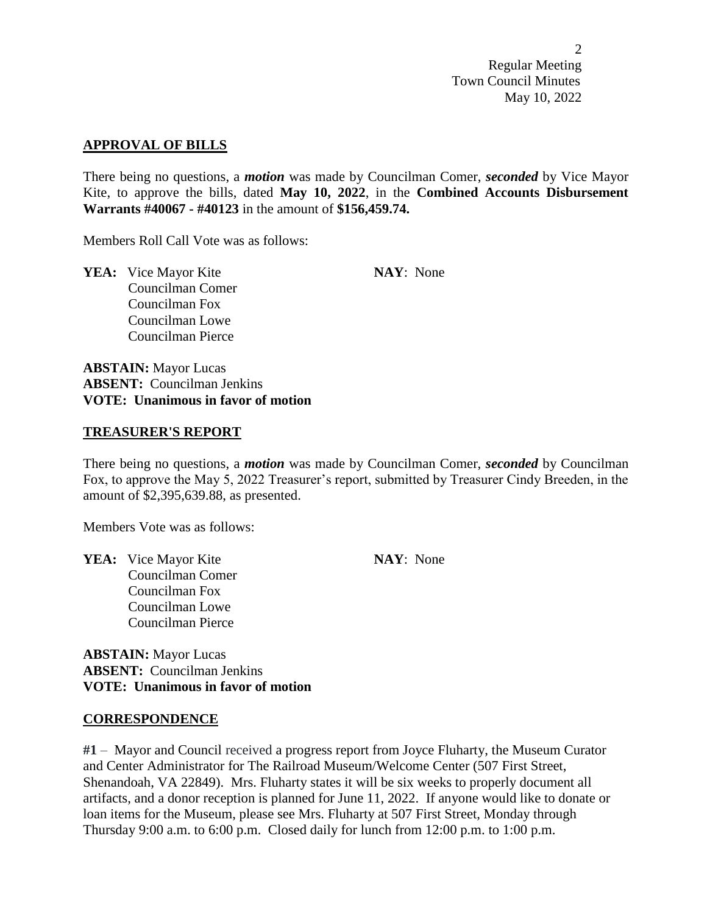## APPROVAL OF BILLS

There being no questions, a ***motion*** was made by Councilman Comer, ***seconded*** by Vice Mayor Kite, to approve the bills, dated **May 10, 2022**, in the **Combined Accounts Disbursement Warrants #40067 - #40123** in the amount of **$156,459.74.**

Members Roll Call Vote was as follows:

**YEA:** Vice Mayor Kite
Councilman Comer
Councilman Fox
Councilman Lowe
Councilman Pierce

**NAY**: None

**ABSTAIN:** Mayor Lucas
**ABSENT:** Councilman Jenkins
**VOTE: Unanimous in favor of motion**

## TREASURER'S REPORT

There being no questions, a ***motion*** was made by Councilman Comer, ***seconded*** by Councilman Fox, to approve the May 5, 2022 Treasurer's report, submitted by Treasurer Cindy Breeden, in the amount of $2,395,639.88, as presented.

Members Vote was as follows:

**YEA:** Vice Mayor Kite
Councilman Comer
Councilman Fox
Councilman Lowe
Councilman Pierce

**NAY**: None

**ABSTAIN:** Mayor Lucas
**ABSENT:** Councilman Jenkins
**VOTE: Unanimous in favor of motion**

## CORRESPONDENCE

**#1** – Mayor and Council received a progress report from Joyce Fluharty, the Museum Curator and Center Administrator for The Railroad Museum/Welcome Center (507 First Street, Shenandoah, VA 22849). Mrs. Fluharty states it will be six weeks to properly document all artifacts, and a donor reception is planned for June 11, 2022. If anyone would like to donate or loan items for the Museum, please see Mrs. Fluharty at 507 First Street, Monday through Thursday 9:00 a.m. to 6:00 p.m. Closed daily for lunch from 12:00 p.m. to 1:00 p.m.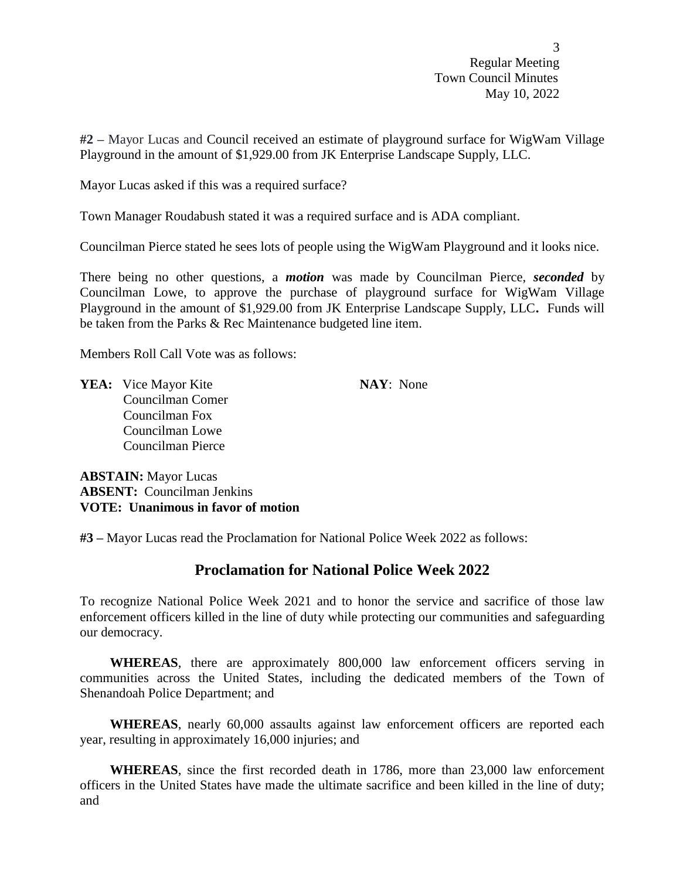**#2 –** Mayor Lucas and Council received an estimate of playground surface for WigWam Village Playground in the amount of $1,929.00 from JK Enterprise Landscape Supply, LLC.

Mayor Lucas asked if this was a required surface?

Town Manager Roudabush stated it was a required surface and is ADA compliant.

Councilman Pierce stated he sees lots of people using the WigWam Playground and it looks nice.

There being no other questions, a ***motion*** was made by Councilman Pierce, ***seconded*** by Councilman Lowe, to approve the purchase of playground surface for WigWam Village Playground in the amount of $1,929.00 from JK Enterprise Landscape Supply, LLC**.** Funds will be taken from the Parks & Rec Maintenance budgeted line item.

Members Roll Call Vote was as follows:

**YEA:** Vice Mayor Kite
Councilman Comer
Councilman Fox
Councilman Lowe
Councilman Pierce

**NAY**: None

**ABSTAIN:** Mayor Lucas
**ABSENT:** Councilman Jenkins
**VOTE: Unanimous in favor of motion**

**#3 –** Mayor Lucas read the Proclamation for National Police Week 2022 as follows:

## Proclamation for National Police Week 2022

To recognize National Police Week 2021 and to honor the service and sacrifice of those law enforcement officers killed in the line of duty while protecting our communities and safeguarding our democracy.

**WHEREAS**, there are approximately 800,000 law enforcement officers serving in communities across the United States, including the dedicated members of the Town of Shenandoah Police Department; and

**WHEREAS**, nearly 60,000 assaults against law enforcement officers are reported each year, resulting in approximately 16,000 injuries; and

**WHEREAS**, since the first recorded death in 1786, more than 23,000 law enforcement officers in the United States have made the ultimate sacrifice and been killed in the line of duty; and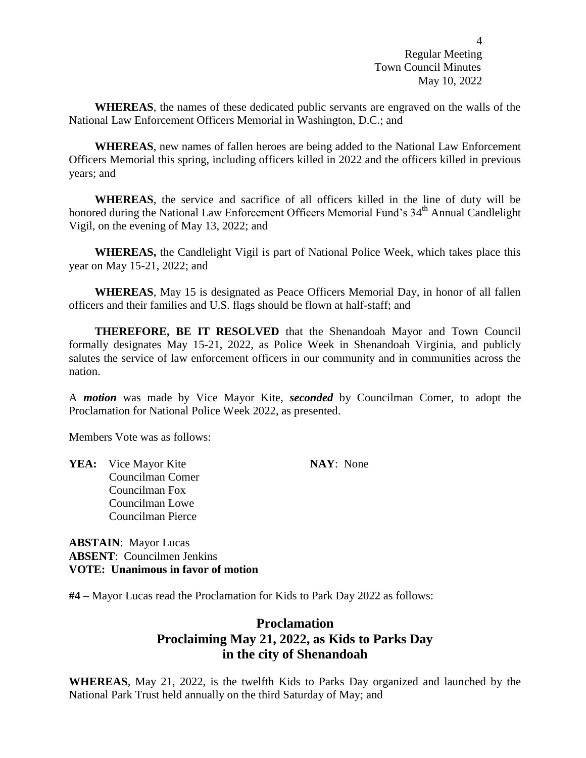**WHEREAS**, the names of these dedicated public servants are engraved on the walls of the National Law Enforcement Officers Memorial in Washington, D.C.; and

**WHEREAS**, new names of fallen heroes are being added to the National Law Enforcement Officers Memorial this spring, including officers killed in 2022 and the officers killed in previous years; and

**WHEREAS**, the service and sacrifice of all officers killed in the line of duty will be honored during the National Law Enforcement Officers Memorial Fund's 34th Annual Candlelight Vigil, on the evening of May 13, 2022; and

**WHEREAS,** the Candlelight Vigil is part of National Police Week, which takes place this year on May 15-21, 2022; and

**WHEREAS**, May 15 is designated as Peace Officers Memorial Day, in honor of all fallen officers and their families and U.S. flags should be flown at half-staff; and

**THEREFORE, BE IT RESOLVED** that the Shenandoah Mayor and Town Council formally designates May 15-21, 2022, as Police Week in Shenandoah Virginia, and publicly salutes the service of law enforcement officers in our community and in communities across the nation.

A ***motion*** was made by Vice Mayor Kite, ***seconded*** by Councilman Comer, to adopt the Proclamation for National Police Week 2022, as presented.

Members Vote was as follows:

**YEA:** Vice Mayor Kite
Councilman Comer
Councilman Fox
Councilman Lowe
Councilman Pierce

**NAY**: None

**ABSTAIN**: Mayor Lucas
**ABSENT**: Councilmen Jenkins
**VOTE: Unanimous in favor of motion**

**#4 –** Mayor Lucas read the Proclamation for Kids to Park Day 2022 as follows:

## Proclamation
## Proclaiming May 21, 2022, as Kids to Parks Day in the city of Shenandoah

**WHEREAS**, May 21, 2022, is the twelfth Kids to Parks Day organized and launched by the National Park Trust held annually on the third Saturday of May; and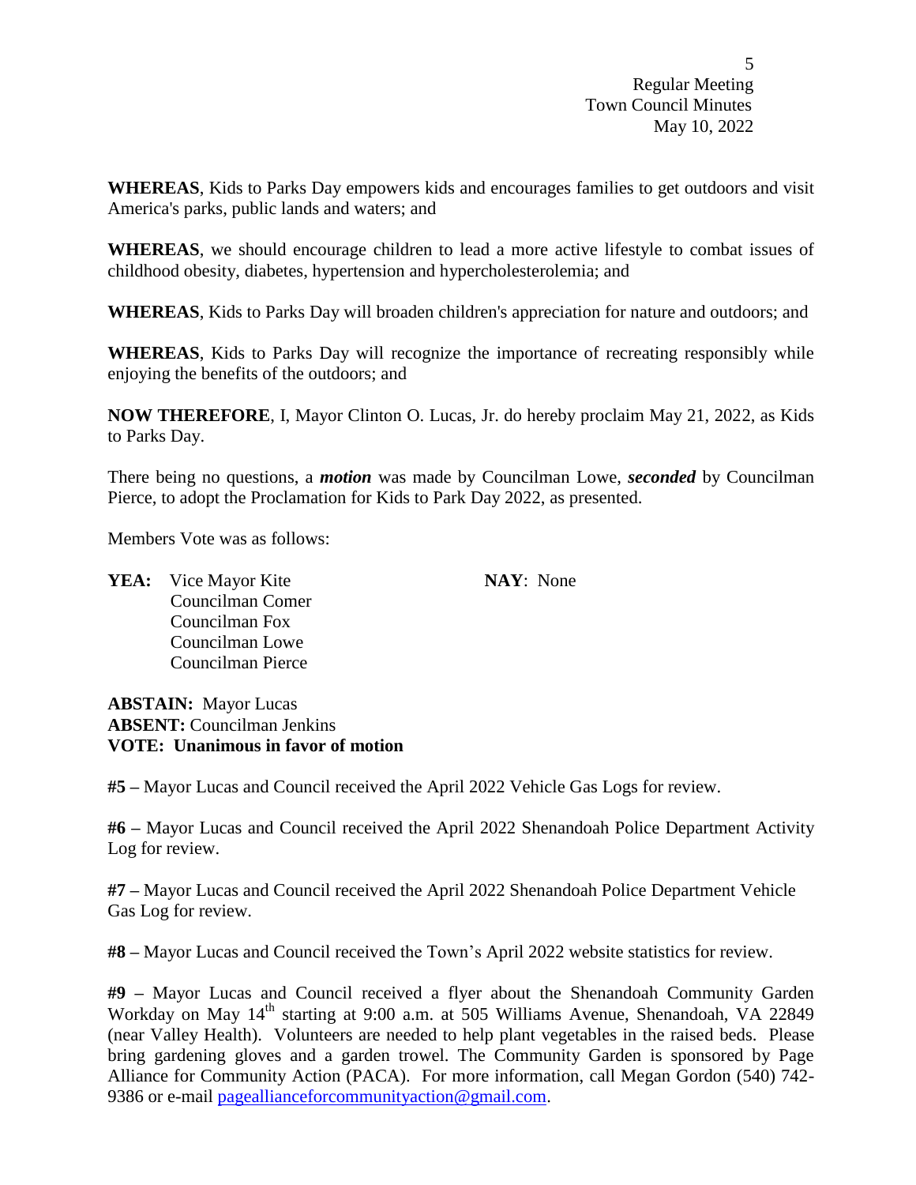**WHEREAS**, Kids to Parks Day empowers kids and encourages families to get outdoors and visit America's parks, public lands and waters; and

**WHEREAS**, we should encourage children to lead a more active lifestyle to combat issues of childhood obesity, diabetes, hypertension and hypercholesterolemia; and

**WHEREAS**, Kids to Parks Day will broaden children's appreciation for nature and outdoors; and

**WHEREAS**, Kids to Parks Day will recognize the importance of recreating responsibly while enjoying the benefits of the outdoors; and

**NOW THEREFORE**, I, Mayor Clinton O. Lucas, Jr. do hereby proclaim May 21, 2022, as Kids to Parks Day.

There being no questions, a ***motion*** was made by Councilman Lowe, ***seconded*** by Councilman Pierce, to adopt the Proclamation for Kids to Park Day 2022, as presented.

Members Vote was as follows:

**YEA:** Vice Mayor Kite
Councilman Comer
Councilman Fox
Councilman Lowe
Councilman Pierce

**NAY**: None

**ABSTAIN:** Mayor Lucas
**ABSENT:** Councilman Jenkins
**VOTE: Unanimous in favor of motion**

**#5 –** Mayor Lucas and Council received the April 2022 Vehicle Gas Logs for review.

**#6 –** Mayor Lucas and Council received the April 2022 Shenandoah Police Department Activity Log for review.

**#7 –** Mayor Lucas and Council received the April 2022 Shenandoah Police Department Vehicle Gas Log for review.

**#8 –** Mayor Lucas and Council received the Town's April 2022 website statistics for review.

**#9 –** Mayor Lucas and Council received a flyer about the Shenandoah Community Garden Workday on May 14th starting at 9:00 a.m. at 505 Williams Avenue, Shenandoah, VA 22849 (near Valley Health). Volunteers are needed to help plant vegetables in the raised beds. Please bring gardening gloves and a garden trowel. The Community Garden is sponsored by Page Alliance for Community Action (PACA). For more information, call Megan Gordon (540) 742-9386 or e-mail pageallianceforcommunityaction@gmail.com.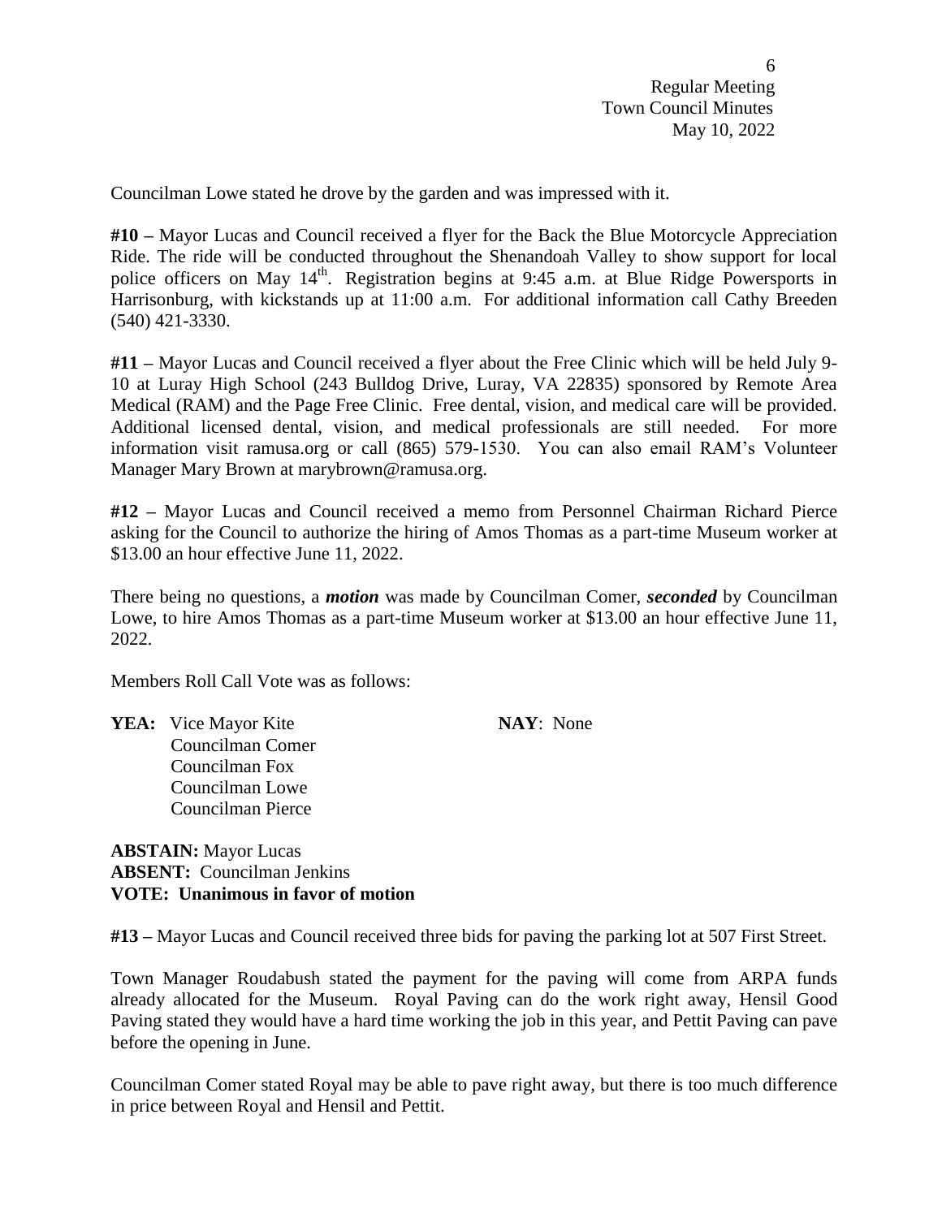Councilman Lowe stated he drove by the garden and was impressed with it.

**#10 –** Mayor Lucas and Council received a flyer for the Back the Blue Motorcycle Appreciation Ride. The ride will be conducted throughout the Shenandoah Valley to show support for local police officers on May 14th. Registration begins at 9:45 a.m. at Blue Ridge Powersports in Harrisonburg, with kickstands up at 11:00 a.m. For additional information call Cathy Breeden (540) 421-3330.

**#11 –** Mayor Lucas and Council received a flyer about the Free Clinic which will be held July 9-10 at Luray High School (243 Bulldog Drive, Luray, VA 22835) sponsored by Remote Area Medical (RAM) and the Page Free Clinic. Free dental, vision, and medical care will be provided. Additional licensed dental, vision, and medical professionals are still needed. For more information visit ramusa.org or call (865) 579-1530. You can also email RAM's Volunteer Manager Mary Brown at marybrown@ramusa.org.

**#12 –** Mayor Lucas and Council received a memo from Personnel Chairman Richard Pierce asking for the Council to authorize the hiring of Amos Thomas as a part-time Museum worker at \$13.00 an hour effective June 11, 2022.

There being no questions, a ***motion*** was made by Councilman Comer, ***seconded*** by Councilman Lowe, to hire Amos Thomas as a part-time Museum worker at \$13.00 an hour effective June 11, 2022.

Members Roll Call Vote was as follows:

**YEA:** Vice Mayor Kite
Councilman Comer
Councilman Fox
Councilman Lowe
Councilman Pierce

**NAY**: None

**ABSTAIN:** Mayor Lucas
**ABSENT:** Councilman Jenkins
**VOTE: Unanimous in favor of motion**

**#13 –** Mayor Lucas and Council received three bids for paving the parking lot at 507 First Street.

Town Manager Roudabush stated the payment for the paving will come from ARPA funds already allocated for the Museum. Royal Paving can do the work right away, Hensil Good Paving stated they would have a hard time working the job in this year, and Pettit Paving can pave before the opening in June.

Councilman Comer stated Royal may be able to pave right away, but there is too much difference in price between Royal and Hensil and Pettit.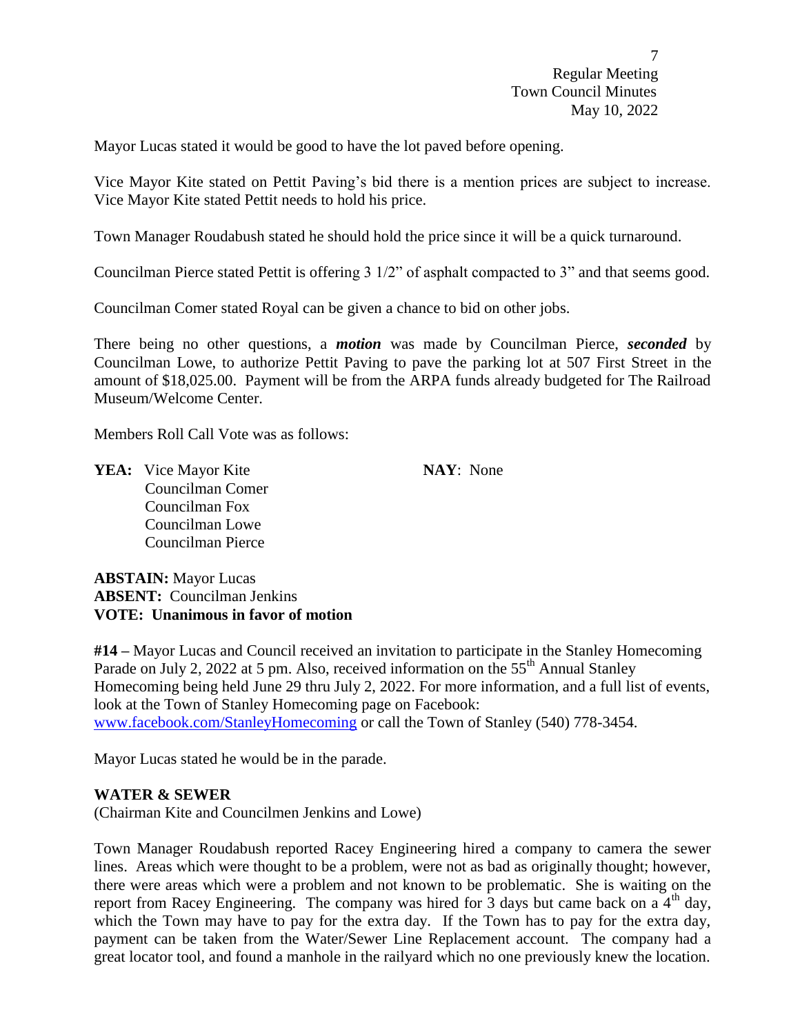Mayor Lucas stated it would be good to have the lot paved before opening.

Vice Mayor Kite stated on Pettit Paving's bid there is a mention prices are subject to increase. Vice Mayor Kite stated Pettit needs to hold his price.

Town Manager Roudabush stated he should hold the price since it will be a quick turnaround.

Councilman Pierce stated Pettit is offering 3 1/2" of asphalt compacted to 3" and that seems good.

Councilman Comer stated Royal can be given a chance to bid on other jobs.

There being no other questions, a ***motion*** was made by Councilman Pierce, ***seconded*** by Councilman Lowe, to authorize Pettit Paving to pave the parking lot at 507 First Street in the amount of $18,025.00. Payment will be from the ARPA funds already budgeted for The Railroad Museum/Welcome Center.

Members Roll Call Vote was as follows:

**YEA:** Vice Mayor Kite
Councilman Comer
Councilman Fox
Councilman Lowe
Councilman Pierce

**NAY**: None

**ABSTAIN:** Mayor Lucas
**ABSENT:** Councilman Jenkins
**VOTE: Unanimous in favor of motion**

**#14 –** Mayor Lucas and Council received an invitation to participate in the Stanley Homecoming Parade on July 2, 2022 at 5 pm. Also, received information on the 55th Annual Stanley Homecoming being held June 29 thru July 2, 2022. For more information, and a full list of events, look at the Town of Stanley Homecoming page on Facebook: www.facebook.com/StanleyHomecoming or call the Town of Stanley (540) 778-3454.

Mayor Lucas stated he would be in the parade.

**WATER & SEWER**
(Chairman Kite and Councilmen Jenkins and Lowe)

Town Manager Roudabush reported Racey Engineering hired a company to camera the sewer lines. Areas which were thought to be a problem, were not as bad as originally thought; however, there were areas which were a problem and not known to be problematic. She is waiting on the report from Racey Engineering. The company was hired for 3 days but came back on a 4th day, which the Town may have to pay for the extra day. If the Town has to pay for the extra day, payment can be taken from the Water/Sewer Line Replacement account. The company had a great locator tool, and found a manhole in the railyard which no one previously knew the location.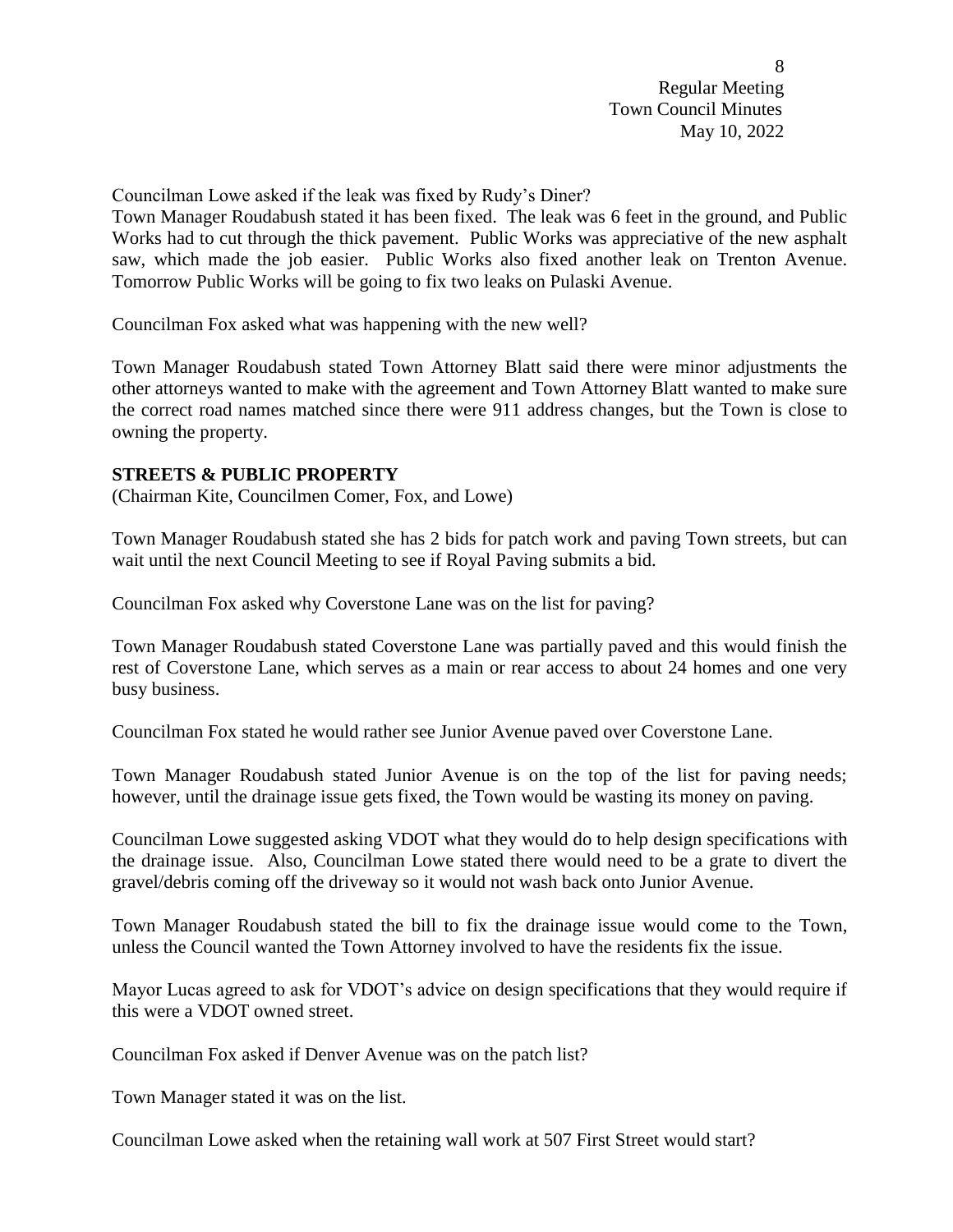Councilman Lowe asked if the leak was fixed by Rudy's Diner?

Town Manager Roudabush stated it has been fixed. The leak was 6 feet in the ground, and Public Works had to cut through the thick pavement. Public Works was appreciative of the new asphalt saw, which made the job easier. Public Works also fixed another leak on Trenton Avenue. Tomorrow Public Works will be going to fix two leaks on Pulaski Avenue.

Councilman Fox asked what was happening with the new well?

Town Manager Roudabush stated Town Attorney Blatt said there were minor adjustments the other attorneys wanted to make with the agreement and Town Attorney Blatt wanted to make sure the correct road names matched since there were 911 address changes, but the Town is close to owning the property.

**STREETS & PUBLIC PROPERTY**

(Chairman Kite, Councilmen Comer, Fox, and Lowe)

Town Manager Roudabush stated she has 2 bids for patch work and paving Town streets, but can wait until the next Council Meeting to see if Royal Paving submits a bid.

Councilman Fox asked why Coverstone Lane was on the list for paving?

Town Manager Roudabush stated Coverstone Lane was partially paved and this would finish the rest of Coverstone Lane, which serves as a main or rear access to about 24 homes and one very busy business.

Councilman Fox stated he would rather see Junior Avenue paved over Coverstone Lane.

Town Manager Roudabush stated Junior Avenue is on the top of the list for paving needs; however, until the drainage issue gets fixed, the Town would be wasting its money on paving.

Councilman Lowe suggested asking VDOT what they would do to help design specifications with the drainage issue. Also, Councilman Lowe stated there would need to be a grate to divert the gravel/debris coming off the driveway so it would not wash back onto Junior Avenue.

Town Manager Roudabush stated the bill to fix the drainage issue would come to the Town, unless the Council wanted the Town Attorney involved to have the residents fix the issue.

Mayor Lucas agreed to ask for VDOT's advice on design specifications that they would require if this were a VDOT owned street.

Councilman Fox asked if Denver Avenue was on the patch list?

Town Manager stated it was on the list.

Councilman Lowe asked when the retaining wall work at 507 First Street would start?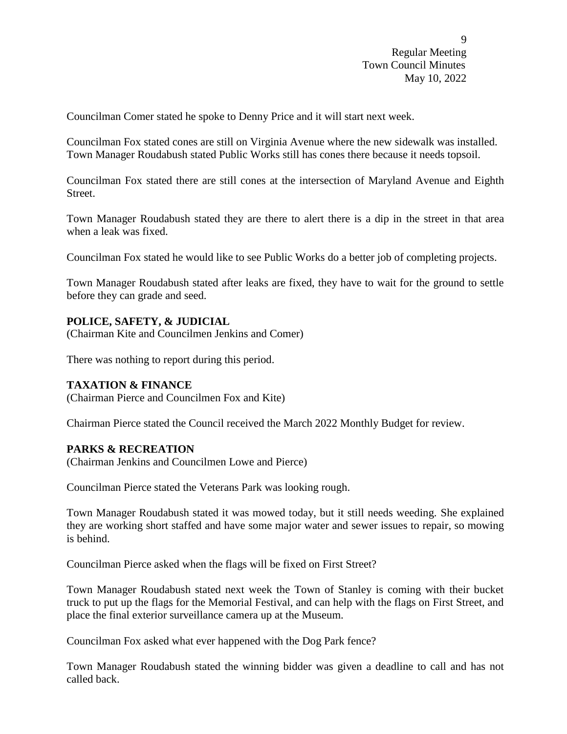Councilman Comer stated he spoke to Denny Price and it will start next week.

Councilman Fox stated cones are still on Virginia Avenue where the new sidewalk was installed. Town Manager Roudabush stated Public Works still has cones there because it needs topsoil.

Councilman Fox stated there are still cones at the intersection of Maryland Avenue and Eighth Street.

Town Manager Roudabush stated they are there to alert there is a dip in the street in that area when a leak was fixed.

Councilman Fox stated he would like to see Public Works do a better job of completing projects.

Town Manager Roudabush stated after leaks are fixed, they have to wait for the ground to settle before they can grade and seed.

**POLICE, SAFETY, & JUDICIAL**
(Chairman Kite and Councilmen Jenkins and Comer)

There was nothing to report during this period.

**TAXATION & FINANCE**
(Chairman Pierce and Councilmen Fox and Kite)

Chairman Pierce stated the Council received the March 2022 Monthly Budget for review.

**PARKS & RECREATION**
(Chairman Jenkins and Councilmen Lowe and Pierce)

Councilman Pierce stated the Veterans Park was looking rough.

Town Manager Roudabush stated it was mowed today, but it still needs weeding. She explained they are working short staffed and have some major water and sewer issues to repair, so mowing is behind.

Councilman Pierce asked when the flags will be fixed on First Street?

Town Manager Roudabush stated next week the Town of Stanley is coming with their bucket truck to put up the flags for the Memorial Festival, and can help with the flags on First Street, and place the final exterior surveillance camera up at the Museum.

Councilman Fox asked what ever happened with the Dog Park fence?

Town Manager Roudabush stated the winning bidder was given a deadline to call and has not called back.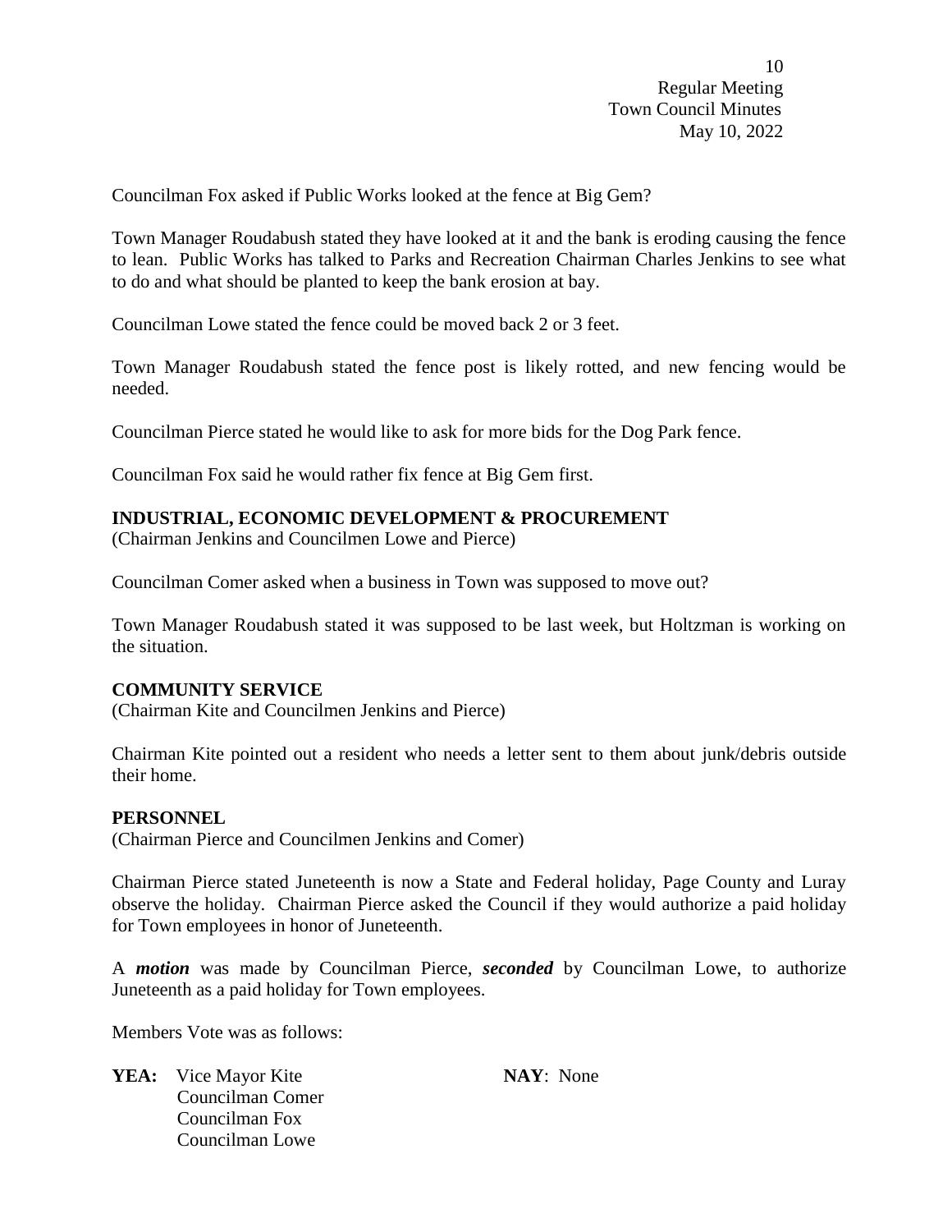Councilman Fox asked if Public Works looked at the fence at Big Gem?

Town Manager Roudabush stated they have looked at it and the bank is eroding causing the fence to lean. Public Works has talked to Parks and Recreation Chairman Charles Jenkins to see what to do and what should be planted to keep the bank erosion at bay.

Councilman Lowe stated the fence could be moved back 2 or 3 feet.

Town Manager Roudabush stated the fence post is likely rotted, and new fencing would be needed.

Councilman Pierce stated he would like to ask for more bids for the Dog Park fence.

Councilman Fox said he would rather fix fence at Big Gem first.

**INDUSTRIAL, ECONOMIC DEVELOPMENT & PROCUREMENT**
(Chairman Jenkins and Councilmen Lowe and Pierce)

Councilman Comer asked when a business in Town was supposed to move out?

Town Manager Roudabush stated it was supposed to be last week, but Holtzman is working on the situation.

**COMMUNITY SERVICE**
(Chairman Kite and Councilmen Jenkins and Pierce)

Chairman Kite pointed out a resident who needs a letter sent to them about junk/debris outside their home.

**PERSONNEL**
(Chairman Pierce and Councilmen Jenkins and Comer)

Chairman Pierce stated Juneteenth is now a State and Federal holiday, Page County and Luray observe the holiday. Chairman Pierce asked the Council if they would authorize a paid holiday for Town employees in honor of Juneteenth.

A ***motion*** was made by Councilman Pierce, ***seconded*** by Councilman Lowe, to authorize Juneteenth as a paid holiday for Town employees.

Members Vote was as follows:

**YEA:** Vice Mayor Kite
Councilman Comer
Councilman Fox
Councilman Lowe

**NAY**: None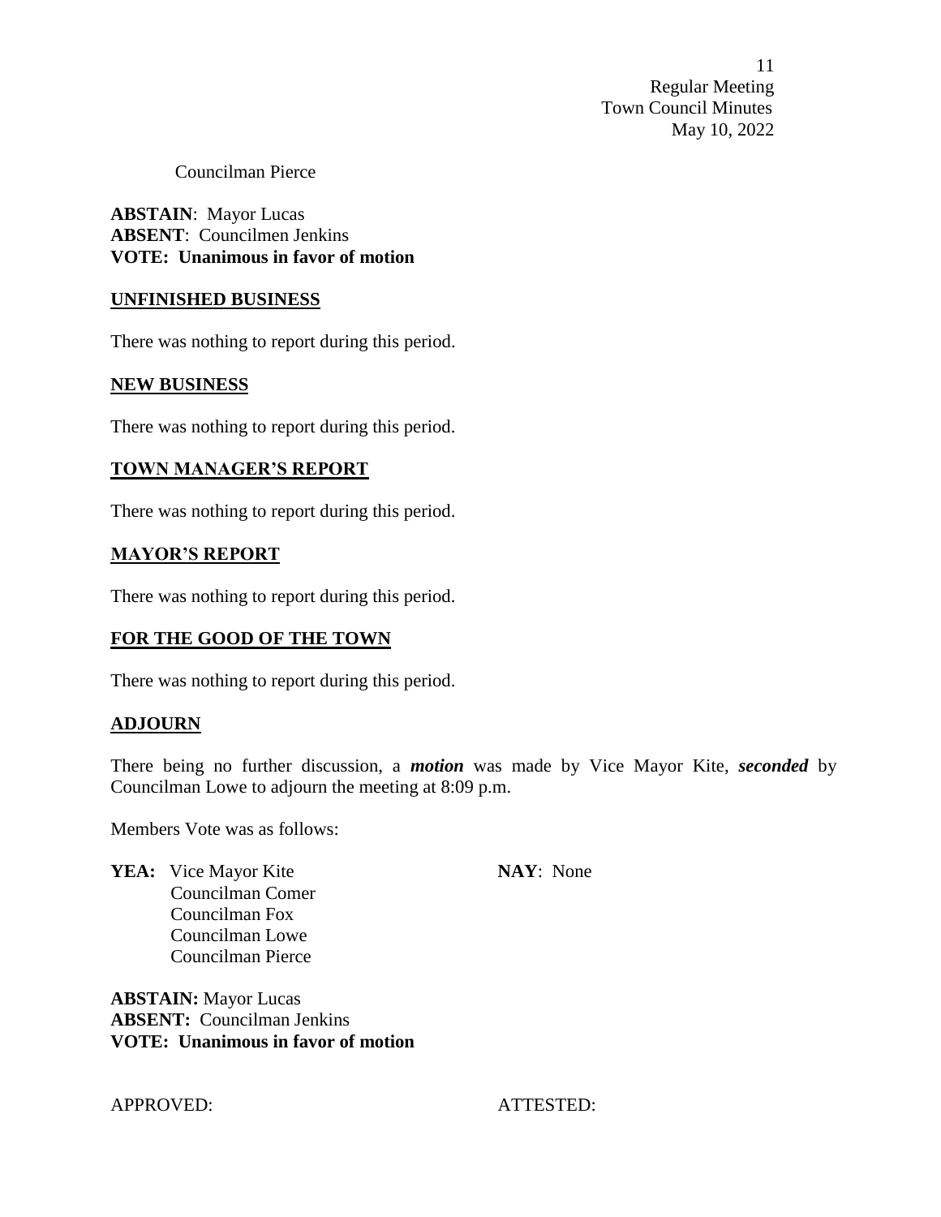Councilman Pierce

**ABSTAIN**: Mayor Lucas
**ABSENT**: Councilmen Jenkins
**VOTE: Unanimous in favor of motion**

## UNFINISHED BUSINESS

There was nothing to report during this period.

## NEW BUSINESS

There was nothing to report during this period.

## TOWN MANAGER'S REPORT

There was nothing to report during this period.

## MAYOR'S REPORT

There was nothing to report during this period.

## FOR THE GOOD OF THE TOWN

There was nothing to report during this period.

## ADJOURN

There being no further discussion, a ***motion*** was made by Vice Mayor Kite, ***seconded*** by Councilman Lowe to adjourn the meeting at 8:09 p.m.

Members Vote was as follows:

**YEA:** Vice Mayor Kite
Councilman Comer
Councilman Fox
Councilman Lowe
Councilman Pierce

**NAY**: None

**ABSTAIN:** Mayor Lucas
**ABSENT:** Councilman Jenkins
**VOTE: Unanimous in favor of motion**

APPROVED: ATTESTED: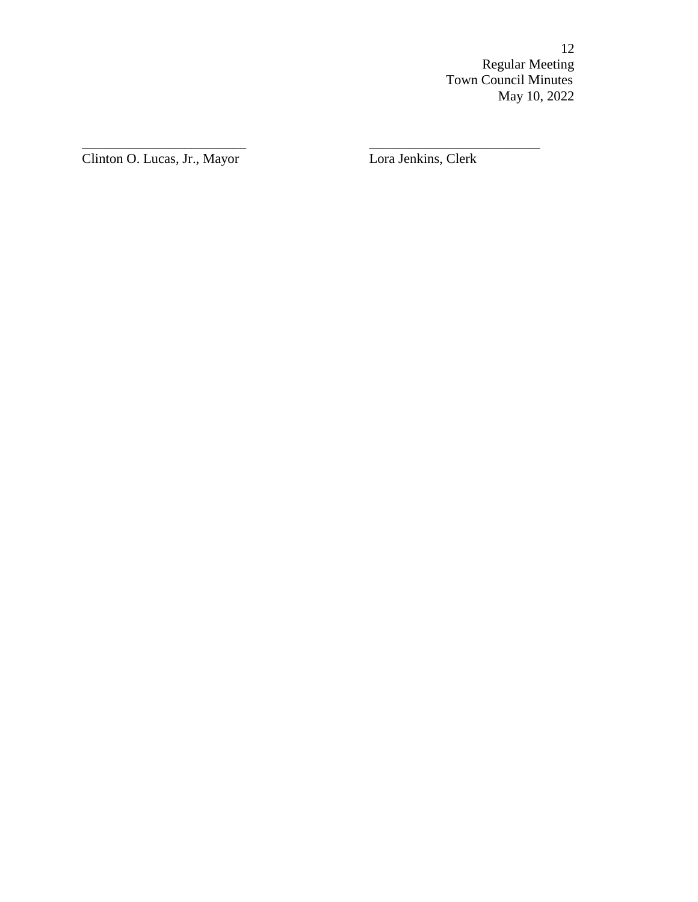\_\_\_\_\_\_\_\_\_\_\_\_\_\_\_\_\_\_\_\_\_\_\_\_\_\_ \_\_\_\_\_\_\_\_\_\_\_\_\_\_\_\_\_\_\_\_\_\_\_\_\_\_

Clinton O. Lucas, Jr., Mayor Lora Jenkins, Clerk